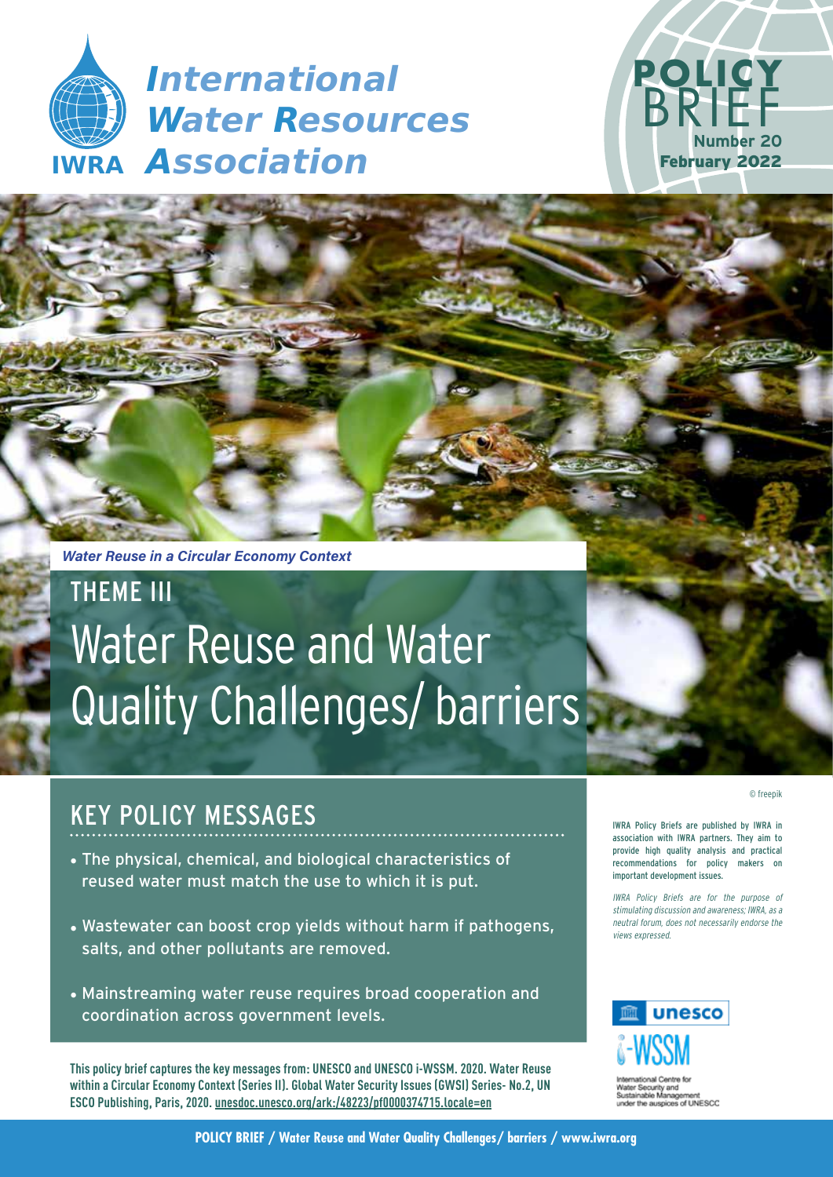# International Water Resources Association

IWRA

**POLICY BRIEF**
**Number 20**
**February 2022**

*Water Reuse in a Circular Economy Context*

## THEME III

# Water Reuse and Water Quality Challenges/ barriers

© freepik

## KEY POLICY MESSAGES

- The physical, chemical, and biological characteristics of reused water must match the use to which it is put.
- Wastewater can boost crop yields without harm if pathogens, salts, and other pollutants are removed.
- Mainstreaming water reuse requires broad cooperation and coordination across government levels.

IWRA Policy Briefs are published by IWRA in association with IWRA partners. They aim to provide high quality analysis and practical recommendations for policy makers on important development issues.

*IWRA Policy Briefs are for the purpose of stimulating discussion and awareness; IWRA, as a neutral forum, does not necessarily endorse the views expressed.*

unesco

i-WSSM

International Centre for Water Security and Sustainable Management under the auspices of UNESCO

**This policy brief captures the key messages from: UNESCO and UNESCO i-WSSM. 2020. Water Reuse within a Circular Economy Context (Series II). Global Water Security Issues (GWSI) Series- No.2, UNESCO Publishing, Paris, 2020. unesdoc.unesco.org/ark:/48223/pf0000374715.locale=en**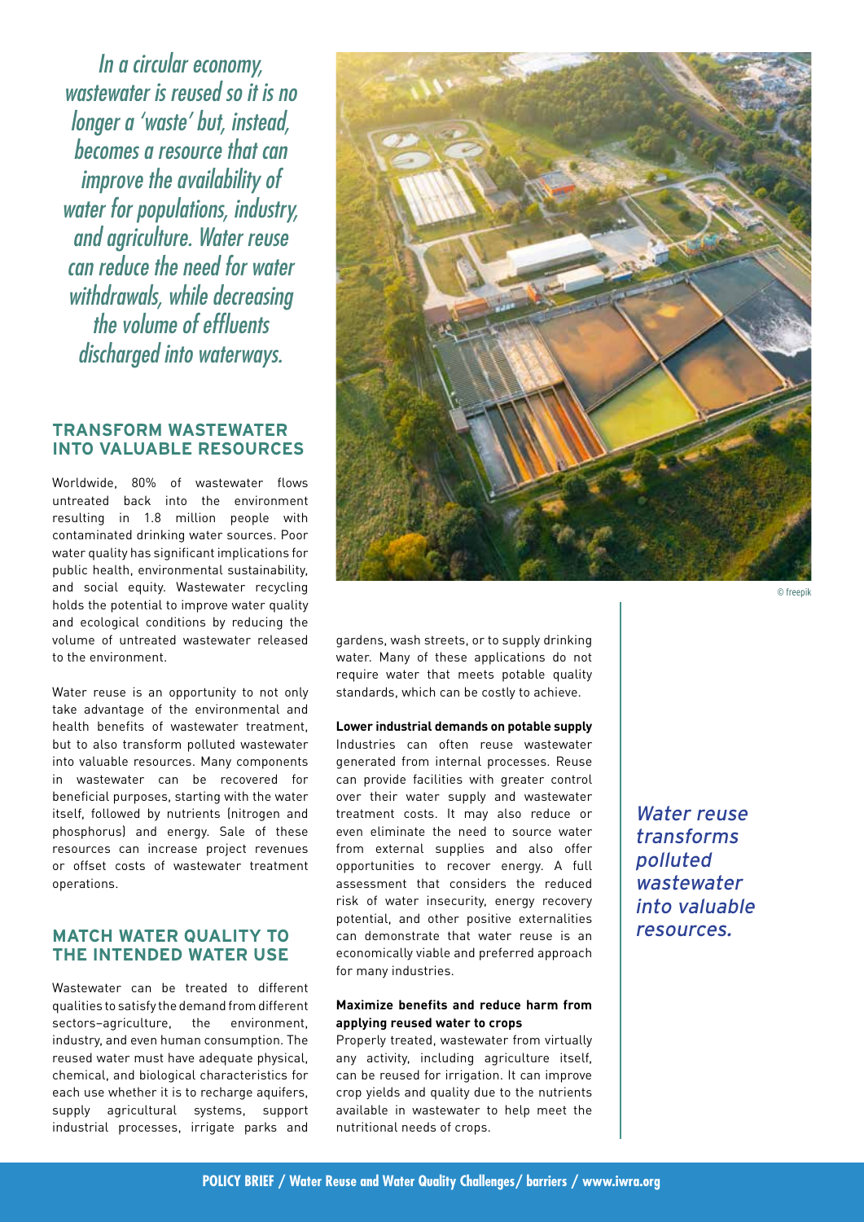*In a circular economy, wastewater is reused so it is no longer a 'waste' but, instead, becomes a resource that can improve the availability of water for populations, industry, and agriculture. Water reuse can reduce the need for water withdrawals, while decreasing the volume of effluents discharged into waterways.*

© freepik

## TRANSFORM WASTEWATER INTO VALUABLE RESOURCES

Worldwide, 80% of wastewater flows untreated back into the environment resulting in 1.8 million people with contaminated drinking water sources. Poor water quality has significant implications for public health, environmental sustainability, and social equity. Wastewater recycling holds the potential to improve water quality and ecological conditions by reducing the volume of untreated wastewater released to the environment.

Water reuse is an opportunity to not only take advantage of the environmental and health benefits of wastewater treatment, but to also transform polluted wastewater into valuable resources. Many components in wastewater can be recovered for beneficial purposes, starting with the water itself, followed by nutrients (nitrogen and phosphorus) and energy. Sale of these resources can increase project revenues or offset costs of wastewater treatment operations.

## MATCH WATER QUALITY TO THE INTENDED WATER USE

Wastewater can be treated to different qualities to satisfy the demand from different sectors–agriculture, the environment, industry, and even human consumption. The reused water must have adequate physical, chemical, and biological characteristics for each use whether it is to recharge aquifers, supply agricultural systems, support industrial processes, irrigate parks and gardens, wash streets, or to supply drinking water. Many of these applications do not require water that meets potable quality standards, which can be costly to achieve.

**Lower industrial demands on potable supply**

Industries can often reuse wastewater generated from internal processes. Reuse can provide facilities with greater control over their water supply and wastewater treatment costs. It may also reduce or even eliminate the need to source water from external supplies and also offer opportunities to recover energy. A full assessment that considers the reduced risk of water insecurity, energy recovery potential, and other positive externalities can demonstrate that water reuse is an economically viable and preferred approach for many industries.

**Maximize benefits and reduce harm from applying reused water to crops**

Properly treated, wastewater from virtually any activity, including agriculture itself, can be reused for irrigation. It can improve crop yields and quality due to the nutrients available in wastewater to help meet the nutritional needs of crops.

*Water reuse transforms polluted wastewater into valuable resources.*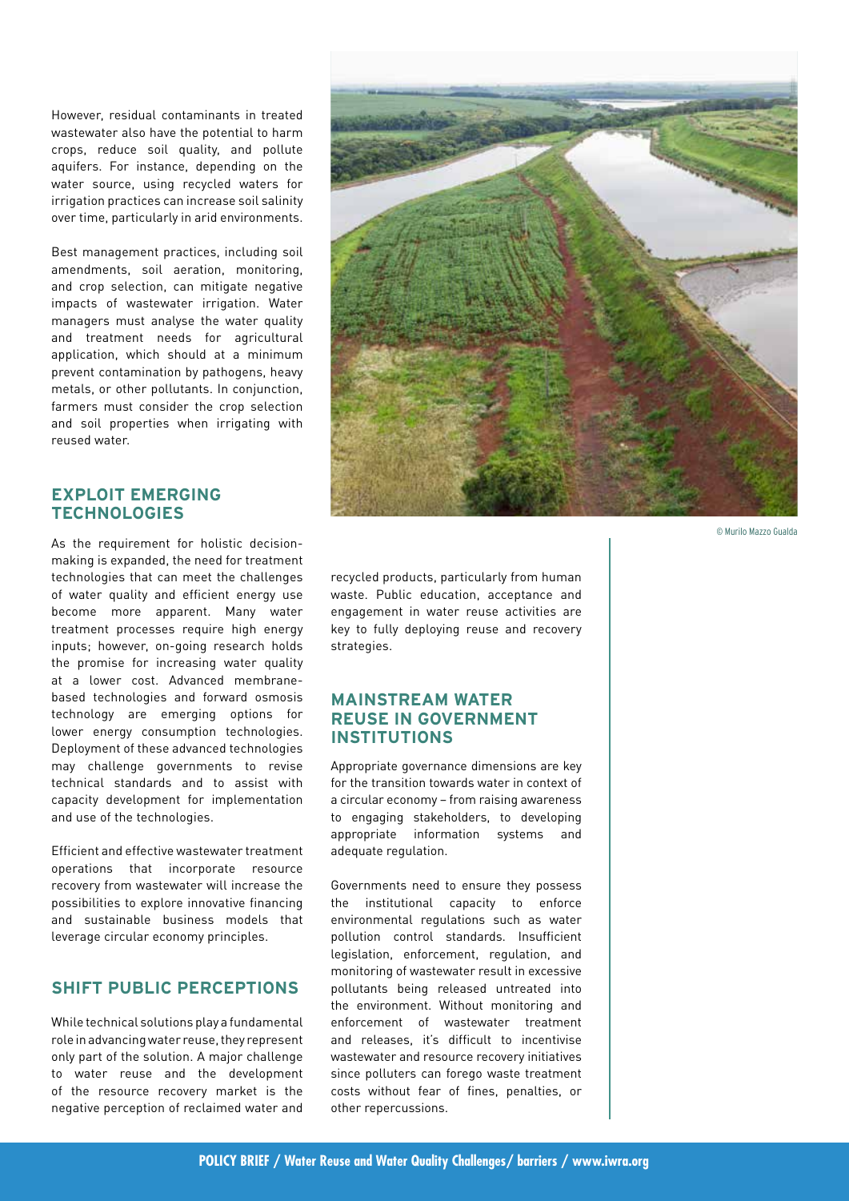However, residual contaminants in treated wastewater also have the potential to harm crops, reduce soil quality, and pollute aquifers. For instance, depending on the water source, using recycled waters for irrigation practices can increase soil salinity over time, particularly in arid environments.

Best management practices, including soil amendments, soil aeration, monitoring, and crop selection, can mitigate negative impacts of wastewater irrigation. Water managers must analyse the water quality and treatment needs for agricultural application, which should at a minimum prevent contamination by pathogens, heavy metals, or other pollutants. In conjunction, farmers must consider the crop selection and soil properties when irrigating with reused water.

## EXPLOIT EMERGING TECHNOLOGIES

As the requirement for holistic decision-making is expanded, the need for treatment technologies that can meet the challenges of water quality and efficient energy use become more apparent. Many water treatment processes require high energy inputs; however, on-going research holds the promise for increasing water quality at a lower cost. Advanced membrane-based technologies and forward osmosis technology are emerging options for lower energy consumption technologies. Deployment of these advanced technologies may challenge governments to revise technical standards and to assist with capacity development for implementation and use of the technologies.

Efficient and effective wastewater treatment operations that incorporate resource recovery from wastewater will increase the possibilities to explore innovative financing and sustainable business models that leverage circular economy principles.

## SHIFT PUBLIC PERCEPTIONS

While technical solutions play a fundamental role in advancing water reuse, they represent only part of the solution. A major challenge to water reuse and the development of the resource recovery market is the negative perception of reclaimed water and recycled products, particularly from human waste. Public education, acceptance and engagement in water reuse activities are key to fully deploying reuse and recovery strategies.

© Murilo Mazzo Gualda

## MAINSTREAM WATER REUSE IN GOVERNMENT INSTITUTIONS

Appropriate governance dimensions are key for the transition towards water in context of a circular economy – from raising awareness to engaging stakeholders, to developing appropriate information systems and adequate regulation.

Governments need to ensure they possess the institutional capacity to enforce environmental regulations such as water pollution control standards. Insufficient legislation, enforcement, regulation, and monitoring of wastewater result in excessive pollutants being released untreated into the environment. Without monitoring and enforcement of wastewater treatment and releases, it's difficult to incentivise wastewater and resource recovery initiatives since polluters can forego waste treatment costs without fear of fines, penalties, or other repercussions.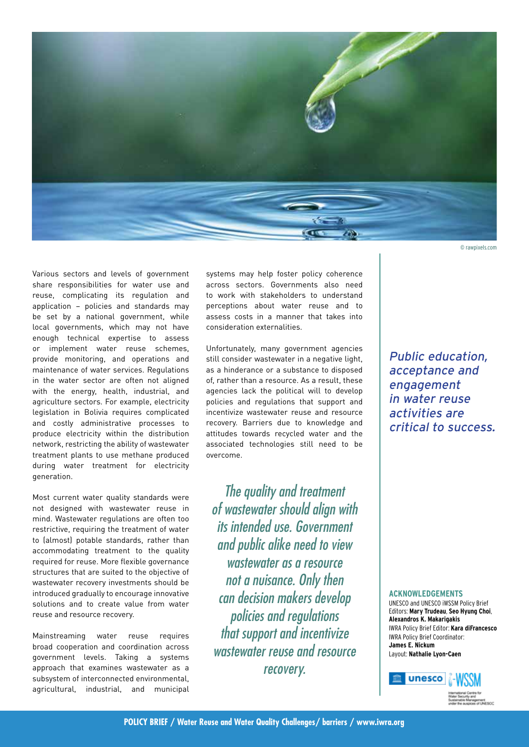© rawpixels.com

Various sectors and levels of government share responsibilities for water use and reuse, complicating its regulation and application – policies and standards may be set by a national government, while local governments, which may not have enough technical expertise to assess or implement water reuse schemes, provide monitoring, and operations and maintenance of water services. Regulations in the water sector are often not aligned with the energy, health, industrial, and agriculture sectors. For example, electricity legislation in Bolivia requires complicated and costly administrative processes to produce electricity within the distribution network, restricting the ability of wastewater treatment plants to use methane produced during water treatment for electricity generation.

Most current water quality standards were not designed with wastewater reuse in mind. Wastewater regulations are often too restrictive, requiring the treatment of water to (almost) potable standards, rather than accommodating treatment to the quality required for reuse. More flexible governance structures that are suited to the objective of wastewater recovery investments should be introduced gradually to encourage innovative solutions and to create value from water reuse and resource recovery.

Mainstreaming water reuse requires broad cooperation and coordination across government levels. Taking a systems approach that examines wastewater as a subsystem of interconnected environmental, agricultural, industrial, and municipal systems may help foster policy coherence across sectors. Governments also need to work with stakeholders to understand perceptions about water reuse and to assess costs in a manner that takes into consideration externalities.

Unfortunately, many government agencies still consider wastewater in a negative light, as a hinderance or a substance to disposed of, rather than a resource. As a result, these agencies lack the political will to develop policies and regulations that support and incentivize wastewater reuse and resource recovery. Barriers due to knowledge and attitudes towards recycled water and the associated technologies still need to be overcome.

*The quality and treatment of wastewater should align with its intended use. Government and public alike need to view wastewater as a resource not a nuisance. Only then can decision makers develop policies and regulations that support and incentivize wastewater reuse and resource recovery.*

*Public education, acceptance and engagement in water reuse activities are critical to success.*

**ACKNOWLEDGEMENTS**

UNESCO and UNESCO iWSSM Policy Brief Editors: **Mary Trudeau**, **Seo Hyung Choi**, **Alexandros K. Makarigakis**
IWRA Policy Brief Editor: **Kara diFrancesco**
IWRA Policy Brief Coordinator: **James E. Nickum**
Layout: **Nathalie Lyon-Caen**

unesco i-WSSM International Centre for Water Security and Sustainable Management under the auspices of UNESCO